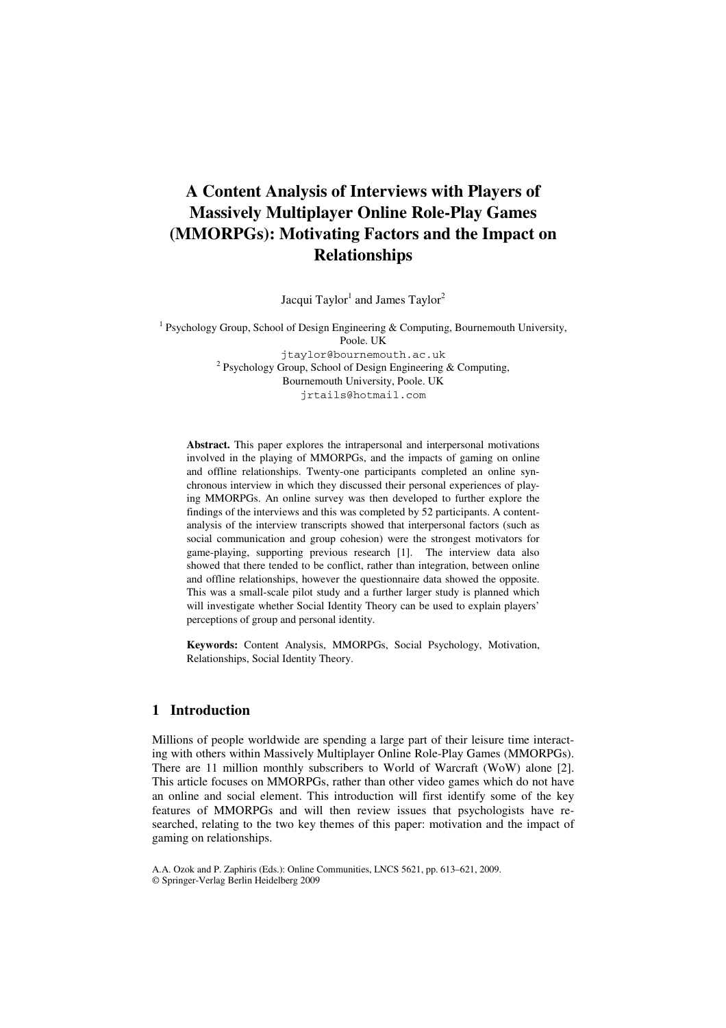# A Content Analysis of Interviews with Players of Massively Multiplayer Online Role-Play Games (MMORPGs): Motivating Factors and the Impact on Relationships

Jacqui Taylor[1] and James Taylor[2]

[1] Psychology Group, School of Design Engineering & Computing, Bournemouth University, Poole. UK
jtaylor@bournemouth.ac.uk
[2] Psychology Group, School of Design Engineering & Computing, Bournemouth University, Poole. UK
jrtails@hotmail.com

**Abstract.** This paper explores the intrapersonal and interpersonal motivations involved in the playing of MMORPGs, and the impacts of gaming on online and offline relationships. Twenty-one participants completed an online synchronous interview in which they discussed their personal experiences of playing MMORPGs. An online survey was then developed to further explore the findings of the interviews and this was completed by 52 participants. A content-analysis of the interview transcripts showed that interpersonal factors (such as social communication and group cohesion) were the strongest motivators for game-playing, supporting previous research [1]. The interview data also showed that there tended to be conflict, rather than integration, between online and offline relationships, however the questionnaire data showed the opposite. This was a small-scale pilot study and a further larger study is planned which will investigate whether Social Identity Theory can be used to explain players' perceptions of group and personal identity.

**Keywords:** Content Analysis, MMORPGs, Social Psychology, Motivation, Relationships, Social Identity Theory.

## 1 Introduction

Millions of people worldwide are spending a large part of their leisure time interacting with others within Massively Multiplayer Online Role-Play Games (MMORPGs). There are 11 million monthly subscribers to World of Warcraft (WoW) alone [2]. This article focuses on MMORPGs, rather than other video games which do not have an online and social element. This introduction will first identify some of the key features of MMORPGs and will then review issues that psychologists have researched, relating to the two key themes of this paper: motivation and the impact of gaming on relationships.

A.A. Ozok and P. Zaphiris (Eds.): Online Communities, LNCS 5621, pp. 613–621, 2009.
© Springer-Verlag Berlin Heidelberg 2009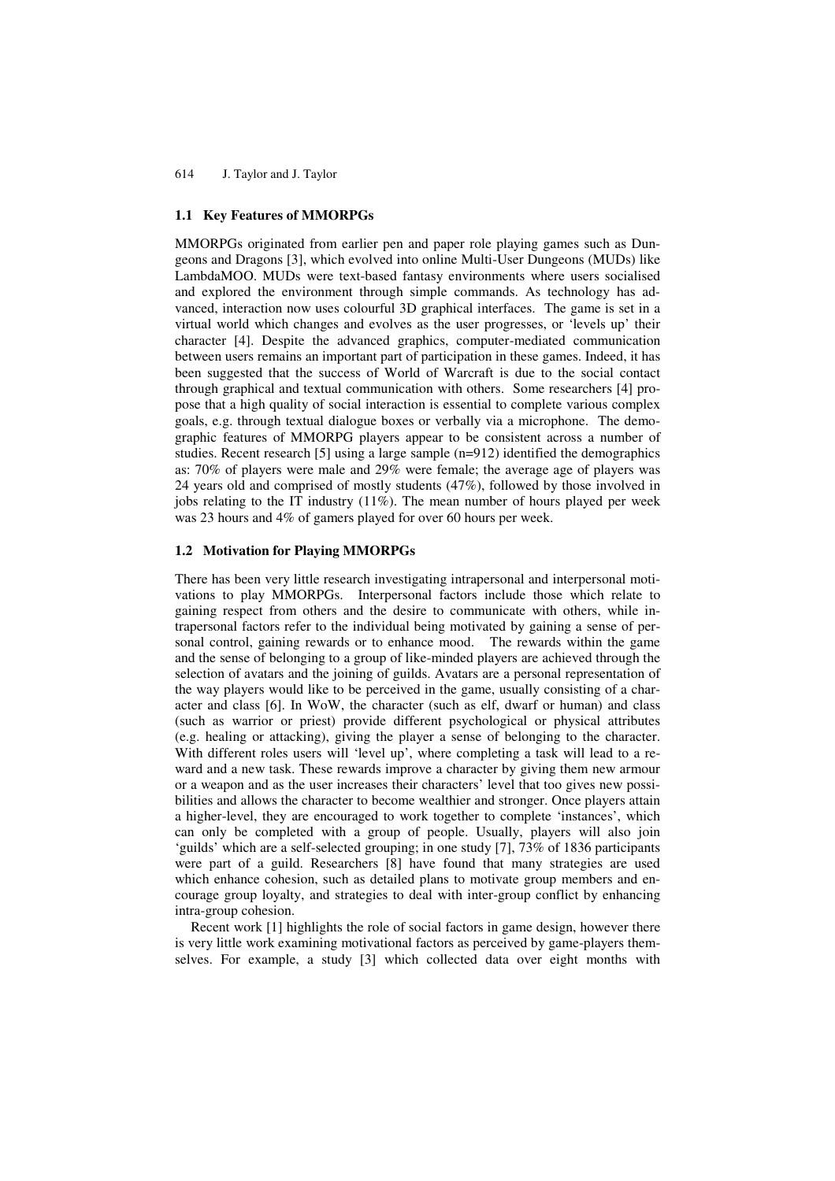### 1.1 Key Features of MMORPGs

MMORPGs originated from earlier pen and paper role playing games such as Dungeons and Dragons [3], which evolved into online Multi-User Dungeons (MUDs) like LambdaMOO. MUDs were text-based fantasy environments where users socialised and explored the environment through simple commands. As technology has advanced, interaction now uses colourful 3D graphical interfaces. The game is set in a virtual world which changes and evolves as the user progresses, or 'levels up' their character [4]. Despite the advanced graphics, computer-mediated communication between users remains an important part of participation in these games. Indeed, it has been suggested that the success of World of Warcraft is due to the social contact through graphical and textual communication with others. Some researchers [4] propose that a high quality of social interaction is essential to complete various complex goals, e.g. through textual dialogue boxes or verbally via a microphone. The demographic features of MMORPG players appear to be consistent across a number of studies. Recent research [5] using a large sample (n=912) identified the demographics as: 70% of players were male and 29% were female; the average age of players was 24 years old and comprised of mostly students (47%), followed by those involved in jobs relating to the IT industry (11%). The mean number of hours played per week was 23 hours and 4% of gamers played for over 60 hours per week.

### 1.2 Motivation for Playing MMORPGs

There has been very little research investigating intrapersonal and interpersonal motivations to play MMORPGs. Interpersonal factors include those which relate to gaining respect from others and the desire to communicate with others, while intrapersonal factors refer to the individual being motivated by gaining a sense of personal control, gaining rewards or to enhance mood. The rewards within the game and the sense of belonging to a group of like-minded players are achieved through the selection of avatars and the joining of guilds. Avatars are a personal representation of the way players would like to be perceived in the game, usually consisting of a character and class [6]. In WoW, the character (such as elf, dwarf or human) and class (such as warrior or priest) provide different psychological or physical attributes (e.g. healing or attacking), giving the player a sense of belonging to the character. With different roles users will 'level up', where completing a task will lead to a reward and a new task. These rewards improve a character by giving them new armour or a weapon and as the user increases their characters' level that too gives new possibilities and allows the character to become wealthier and stronger. Once players attain a higher-level, they are encouraged to work together to complete 'instances', which can only be completed with a group of people. Usually, players will also join 'guilds' which are a self-selected grouping; in one study [7], 73% of 1836 participants were part of a guild. Researchers [8] have found that many strategies are used which enhance cohesion, such as detailed plans to motivate group members and encourage group loyalty, and strategies to deal with inter-group conflict by enhancing intra-group cohesion.

Recent work [1] highlights the role of social factors in game design, however there is very little work examining motivational factors as perceived by game-players themselves. For example, a study [3] which collected data over eight months with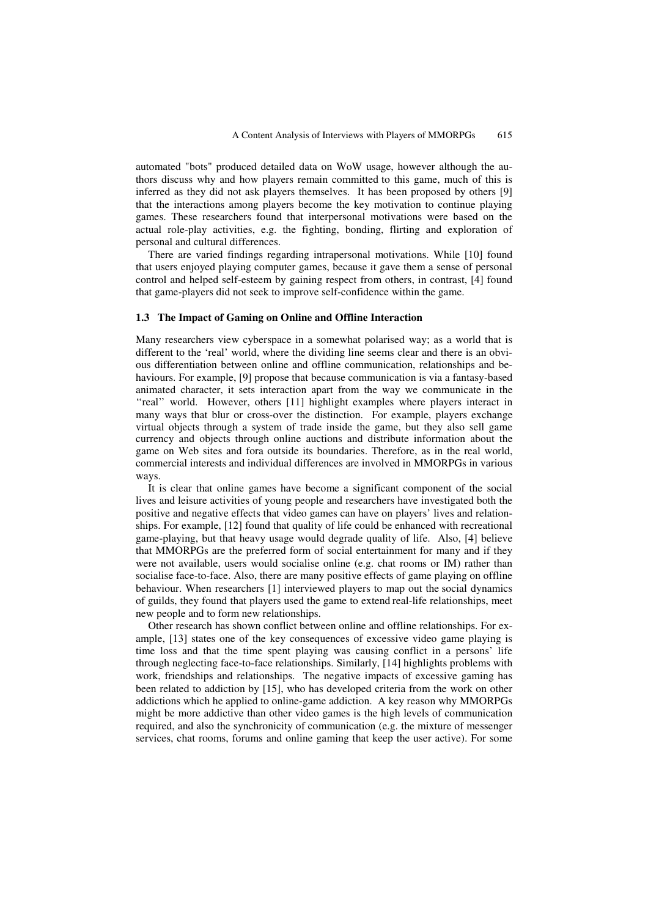automated "bots" produced detailed data on WoW usage, however although the authors discuss why and how players remain committed to this game, much of this is inferred as they did not ask players themselves. It has been proposed by others [9] that the interactions among players become the key motivation to continue playing games. These researchers found that interpersonal motivations were based on the actual role-play activities, e.g. the fighting, bonding, flirting and exploration of personal and cultural differences.

There are varied findings regarding intrapersonal motivations. While [10] found that users enjoyed playing computer games, because it gave them a sense of personal control and helped self-esteem by gaining respect from others, in contrast, [4] found that game-players did not seek to improve self-confidence within the game.

### 1.3 The Impact of Gaming on Online and Offline Interaction

Many researchers view cyberspace in a somewhat polarised way; as a world that is different to the 'real' world, where the dividing line seems clear and there is an obvious differentiation between online and offline communication, relationships and behaviours. For example, [9] propose that because communication is via a fantasy-based animated character, it sets interaction apart from the way we communicate in the ''real'' world. However, others [11] highlight examples where players interact in many ways that blur or cross-over the distinction. For example, players exchange virtual objects through a system of trade inside the game, but they also sell game currency and objects through online auctions and distribute information about the game on Web sites and fora outside its boundaries. Therefore, as in the real world, commercial interests and individual differences are involved in MMORPGs in various ways.

It is clear that online games have become a significant component of the social lives and leisure activities of young people and researchers have investigated both the positive and negative effects that video games can have on players' lives and relationships. For example, [12] found that quality of life could be enhanced with recreational game-playing, but that heavy usage would degrade quality of life. Also, [4] believe that MMORPGs are the preferred form of social entertainment for many and if they were not available, users would socialise online (e.g. chat rooms or IM) rather than socialise face-to-face. Also, there are many positive effects of game playing on offline behaviour. When researchers [1] interviewed players to map out the social dynamics of guilds, they found that players used the game to extend real-life relationships, meet new people and to form new relationships.

Other research has shown conflict between online and offline relationships. For example, [13] states one of the key consequences of excessive video game playing is time loss and that the time spent playing was causing conflict in a persons' life through neglecting face-to-face relationships. Similarly, [14] highlights problems with work, friendships and relationships. The negative impacts of excessive gaming has been related to addiction by [15], who has developed criteria from the work on other addictions which he applied to online-game addiction. A key reason why MMORPGs might be more addictive than other video games is the high levels of communication required, and also the synchronicity of communication (e.g. the mixture of messenger services, chat rooms, forums and online gaming that keep the user active). For some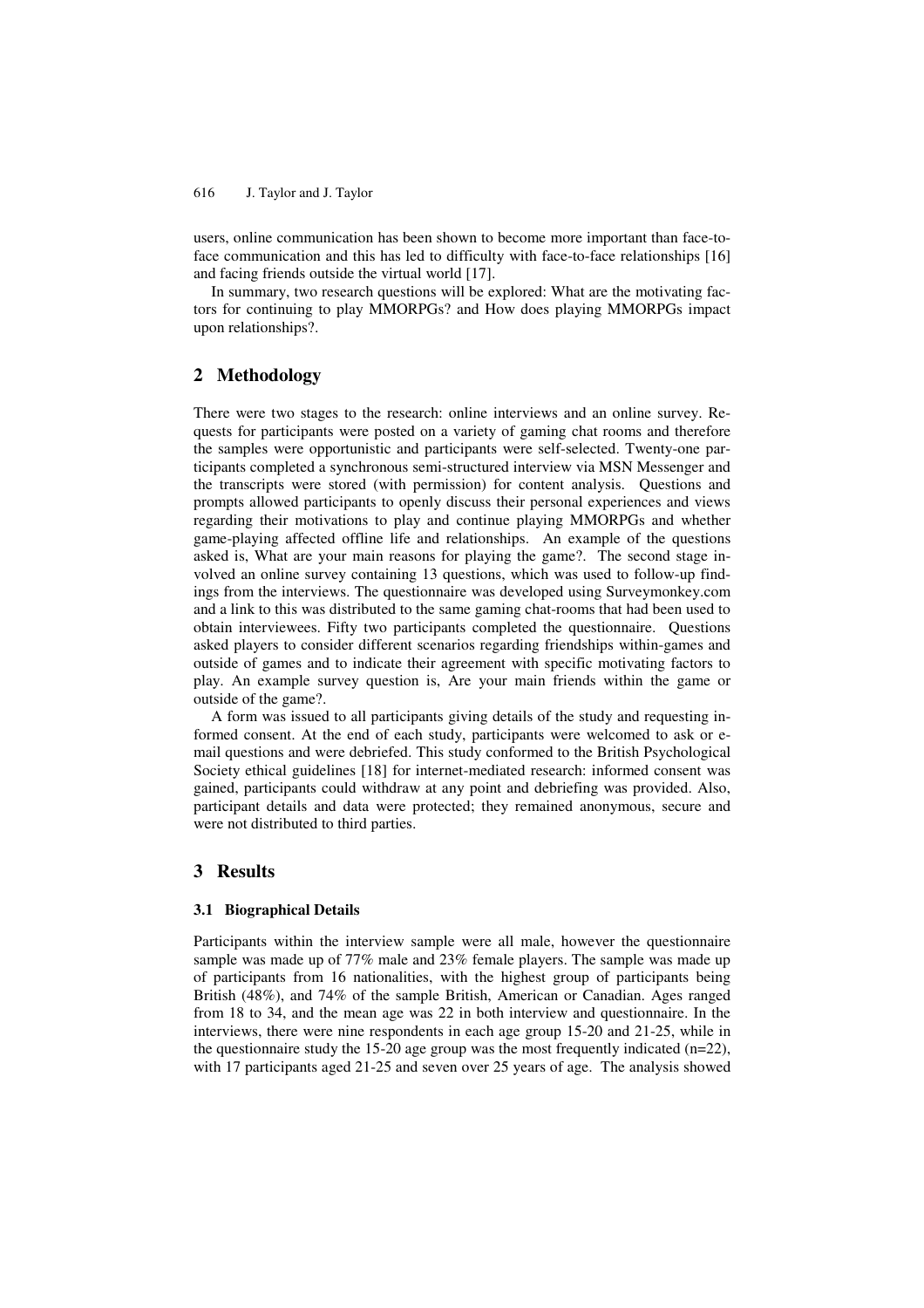users, online communication has been shown to become more important than face-to-face communication and this has led to difficulty with face-to-face relationships [16] and facing friends outside the virtual world [17].

In summary, two research questions will be explored: What are the motivating factors for continuing to play MMORPGs? and How does playing MMORPGs impact upon relationships?.

## 2 Methodology

There were two stages to the research: online interviews and an online survey. Requests for participants were posted on a variety of gaming chat rooms and therefore the samples were opportunistic and participants were self-selected. Twenty-one participants completed a synchronous semi-structured interview via MSN Messenger and the transcripts were stored (with permission) for content analysis. Questions and prompts allowed participants to openly discuss their personal experiences and views regarding their motivations to play and continue playing MMORPGs and whether game-playing affected offline life and relationships. An example of the questions asked is, What are your main reasons for playing the game?. The second stage involved an online survey containing 13 questions, which was used to follow-up findings from the interviews. The questionnaire was developed using Surveymonkey.com and a link to this was distributed to the same gaming chat-rooms that had been used to obtain interviewees. Fifty two participants completed the questionnaire. Questions asked players to consider different scenarios regarding friendships within-games and outside of games and to indicate their agreement with specific motivating factors to play. An example survey question is, Are your main friends within the game or outside of the game?.

A form was issued to all participants giving details of the study and requesting informed consent. At the end of each study, participants were welcomed to ask or e-mail questions and were debriefed. This study conformed to the British Psychological Society ethical guidelines [18] for internet-mediated research: informed consent was gained, participants could withdraw at any point and debriefing was provided. Also, participant details and data were protected; they remained anonymous, secure and were not distributed to third parties.

## 3 Results

### 3.1 Biographical Details

Participants within the interview sample were all male, however the questionnaire sample was made up of 77% male and 23% female players. The sample was made up of participants from 16 nationalities, with the highest group of participants being British (48%), and 74% of the sample British, American or Canadian. Ages ranged from 18 to 34, and the mean age was 22 in both interview and questionnaire. In the interviews, there were nine respondents in each age group 15-20 and 21-25, while in the questionnaire study the 15-20 age group was the most frequently indicated (n=22), with 17 participants aged 21-25 and seven over 25 years of age. The analysis showed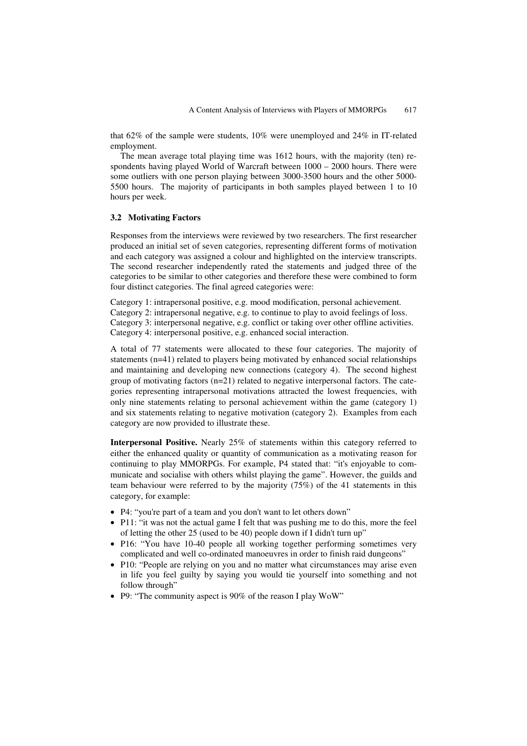that 62% of the sample were students, 10% were unemployed and 24% in IT-related employment.

The mean average total playing time was 1612 hours, with the majority (ten) respondents having played World of Warcraft between 1000 – 2000 hours. There were some outliers with one person playing between 3000-3500 hours and the other 5000-5500 hours. The majority of participants in both samples played between 1 to 10 hours per week.

### 3.2 Motivating Factors

Responses from the interviews were reviewed by two researchers. The first researcher produced an initial set of seven categories, representing different forms of motivation and each category was assigned a colour and highlighted on the interview transcripts. The second researcher independently rated the statements and judged three of the categories to be similar to other categories and therefore these were combined to form four distinct categories. The final agreed categories were:

Category 1: intrapersonal positive, e.g. mood modification, personal achievement.
Category 2: intrapersonal negative, e.g. to continue to play to avoid feelings of loss.
Category 3: interpersonal negative, e.g. conflict or taking over other offline activities.
Category 4: interpersonal positive, e.g. enhanced social interaction.

A total of 77 statements were allocated to these four categories. The majority of statements (n=41) related to players being motivated by enhanced social relationships and maintaining and developing new connections (category 4). The second highest group of motivating factors (n=21) related to negative interpersonal factors. The categories representing intrapersonal motivations attracted the lowest frequencies, with only nine statements relating to personal achievement within the game (category 1) and six statements relating to negative motivation (category 2). Examples from each category are now provided to illustrate these.

**Interpersonal Positive.** Nearly 25% of statements within this category referred to either the enhanced quality or quantity of communication as a motivating reason for continuing to play MMORPGs. For example, P4 stated that: "it's enjoyable to communicate and socialise with others whilst playing the game". However, the guilds and team behaviour were referred to by the majority (75%) of the 41 statements in this category, for example:

- P4: "you're part of a team and you don't want to let others down"
- P11: "it was not the actual game I felt that was pushing me to do this, more the feel of letting the other 25 (used to be 40) people down if I didn't turn up"
- P16: "You have 10-40 people all working together performing sometimes very complicated and well co-ordinated manoeuvres in order to finish raid dungeons"
- P10: "People are relying on you and no matter what circumstances may arise even in life you feel guilty by saying you would tie yourself into something and not follow through"
- P9: "The community aspect is 90% of the reason I play WoW"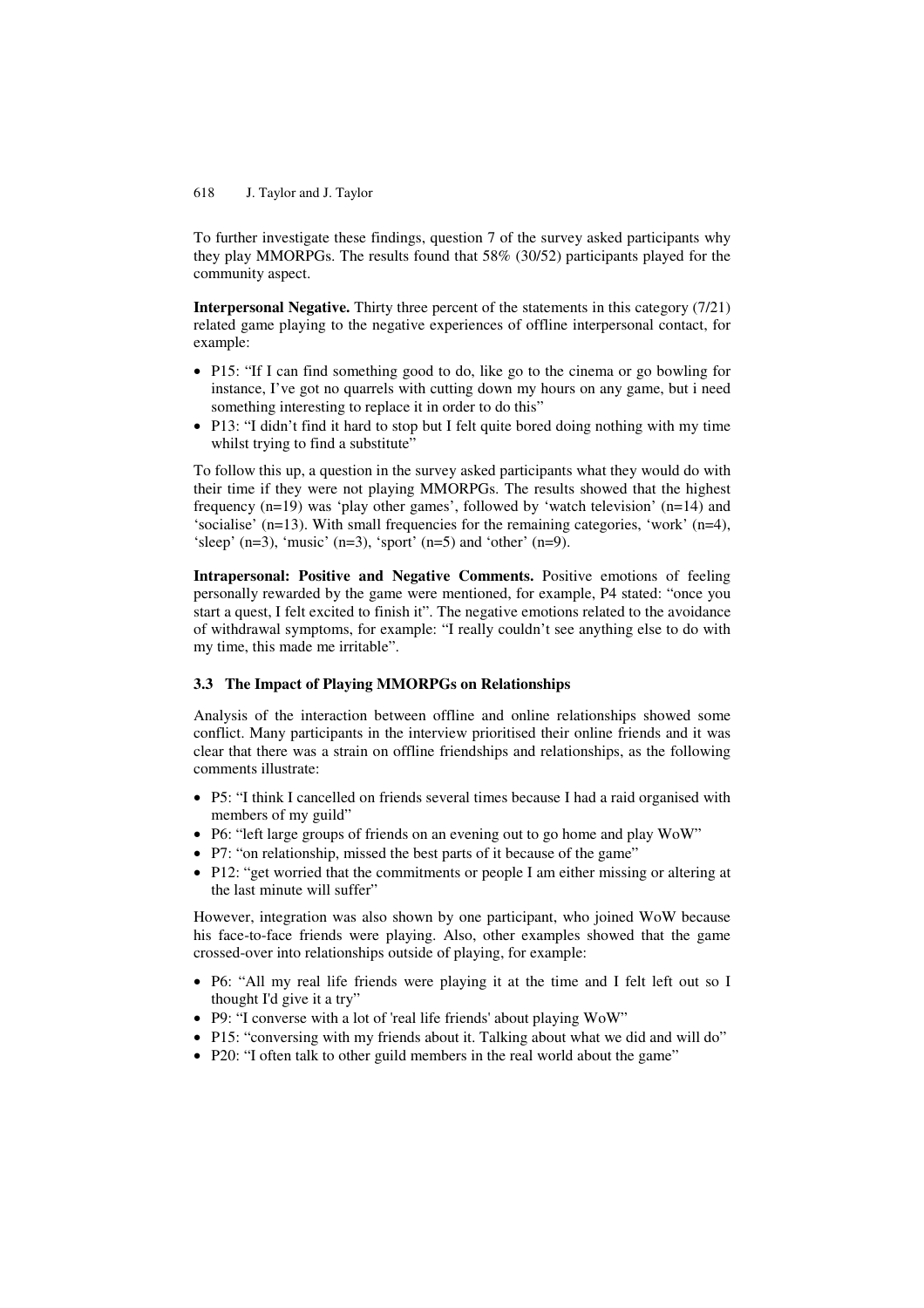To further investigate these findings, question 7 of the survey asked participants why they play MMORPGs. The results found that 58% (30/52) participants played for the community aspect.

**Interpersonal Negative.** Thirty three percent of the statements in this category (7/21) related game playing to the negative experiences of offline interpersonal contact, for example:

- P15: "If I can find something good to do, like go to the cinema or go bowling for instance, I've got no quarrels with cutting down my hours on any game, but i need something interesting to replace it in order to do this"
- P13: "I didn't find it hard to stop but I felt quite bored doing nothing with my time whilst trying to find a substitute"

To follow this up, a question in the survey asked participants what they would do with their time if they were not playing MMORPGs. The results showed that the highest frequency (n=19) was 'play other games', followed by 'watch television' (n=14) and 'socialise' (n=13). With small frequencies for the remaining categories, 'work' (n=4), 'sleep' (n=3), 'music' (n=3), 'sport' (n=5) and 'other' (n=9).

**Intrapersonal: Positive and Negative Comments.** Positive emotions of feeling personally rewarded by the game were mentioned, for example, P4 stated: "once you start a quest, I felt excited to finish it". The negative emotions related to the avoidance of withdrawal symptoms, for example: "I really couldn't see anything else to do with my time, this made me irritable".

### 3.3 The Impact of Playing MMORPGs on Relationships

Analysis of the interaction between offline and online relationships showed some conflict. Many participants in the interview prioritised their online friends and it was clear that there was a strain on offline friendships and relationships, as the following comments illustrate:

- P5: "I think I cancelled on friends several times because I had a raid organised with members of my guild"
- P6: "left large groups of friends on an evening out to go home and play WoW"
- P7: "on relationship, missed the best parts of it because of the game"
- P12: "get worried that the commitments or people I am either missing or altering at the last minute will suffer"

However, integration was also shown by one participant, who joined WoW because his face-to-face friends were playing. Also, other examples showed that the game crossed-over into relationships outside of playing, for example:

- P6: "All my real life friends were playing it at the time and I felt left out so I thought I'd give it a try"
- P9: "I converse with a lot of 'real life friends' about playing WoW"
- P15: "conversing with my friends about it. Talking about what we did and will do"
- P20: "I often talk to other guild members in the real world about the game"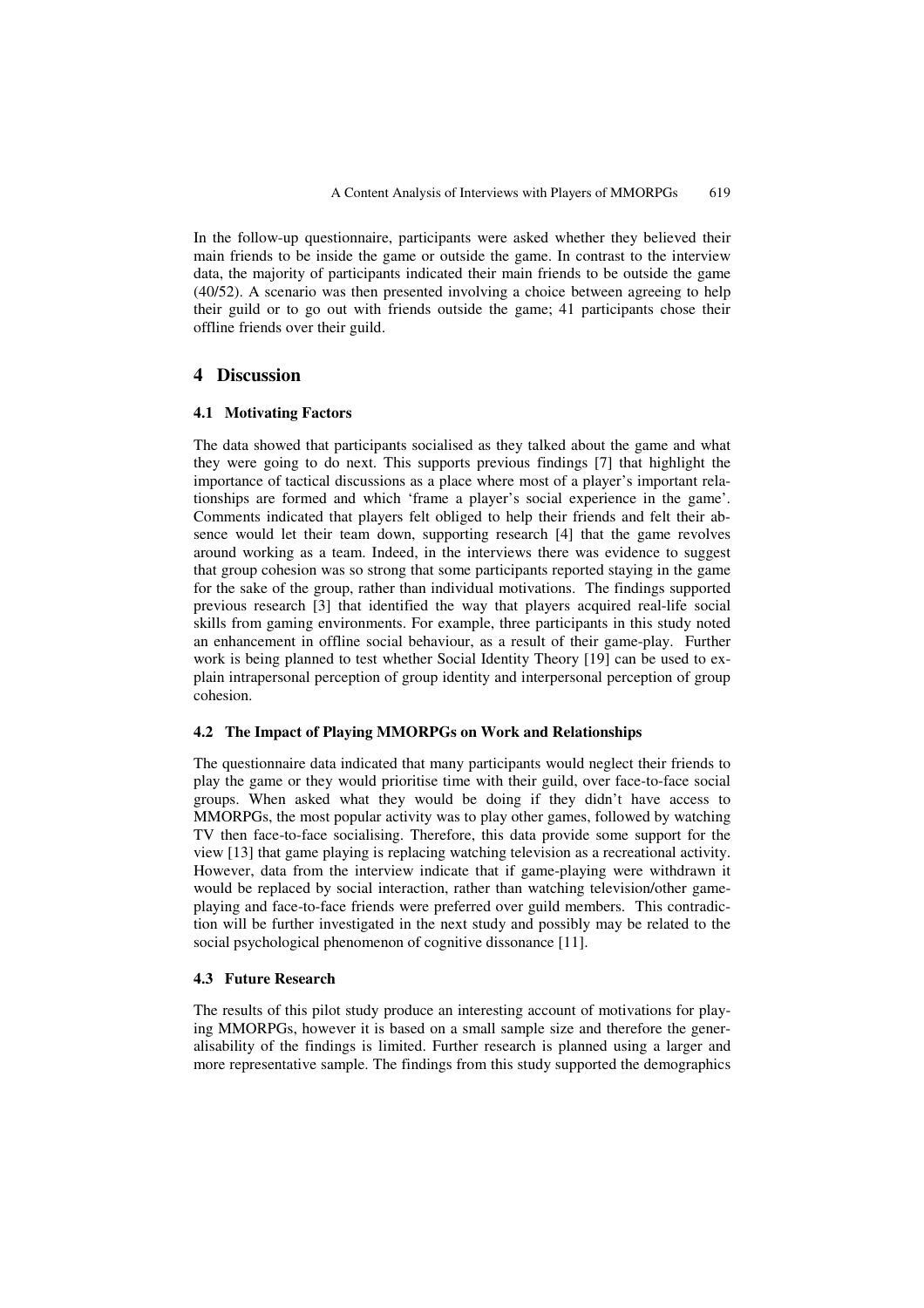In the follow-up questionnaire, participants were asked whether they believed their main friends to be inside the game or outside the game. In contrast to the interview data, the majority of participants indicated their main friends to be outside the game (40/52). A scenario was then presented involving a choice between agreeing to help their guild or to go out with friends outside the game; 41 participants chose their offline friends over their guild.

## 4 Discussion

### 4.1 Motivating Factors

The data showed that participants socialised as they talked about the game and what they were going to do next. This supports previous findings [7] that highlight the importance of tactical discussions as a place where most of a player's important relationships are formed and which 'frame a player's social experience in the game'. Comments indicated that players felt obliged to help their friends and felt their absence would let their team down, supporting research [4] that the game revolves around working as a team. Indeed, in the interviews there was evidence to suggest that group cohesion was so strong that some participants reported staying in the game for the sake of the group, rather than individual motivations. The findings supported previous research [3] that identified the way that players acquired real-life social skills from gaming environments. For example, three participants in this study noted an enhancement in offline social behaviour, as a result of their game-play. Further work is being planned to test whether Social Identity Theory [19] can be used to explain intrapersonal perception of group identity and interpersonal perception of group cohesion.

### 4.2 The Impact of Playing MMORPGs on Work and Relationships

The questionnaire data indicated that many participants would neglect their friends to play the game or they would prioritise time with their guild, over face-to-face social groups. When asked what they would be doing if they didn't have access to MMORPGs, the most popular activity was to play other games, followed by watching TV then face-to-face socialising. Therefore, this data provide some support for the view [13] that game playing is replacing watching television as a recreational activity. However, data from the interview indicate that if game-playing were withdrawn it would be replaced by social interaction, rather than watching television/other game-playing and face-to-face friends were preferred over guild members. This contradiction will be further investigated in the next study and possibly may be related to the social psychological phenomenon of cognitive dissonance [11].

### 4.3 Future Research

The results of this pilot study produce an interesting account of motivations for playing MMORPGs, however it is based on a small sample size and therefore the generalisability of the findings is limited. Further research is planned using a larger and more representative sample. The findings from this study supported the demographics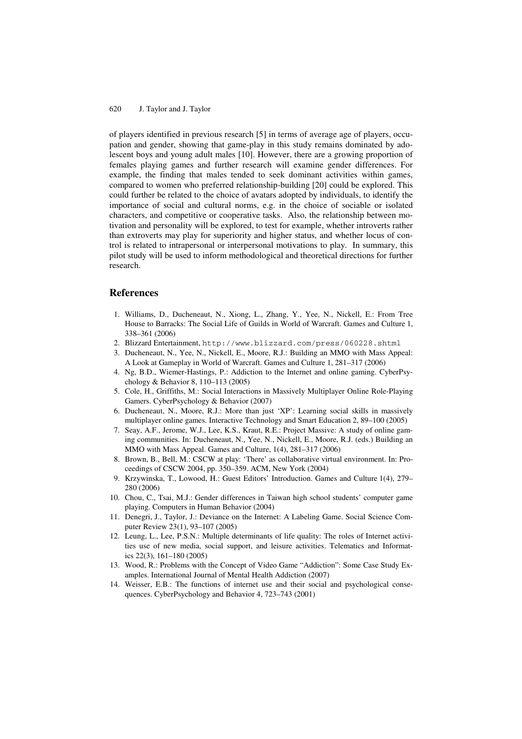of players identified in previous research [5] in terms of average age of players, occupation and gender, showing that game-play in this study remains dominated by adolescent boys and young adult males [10]. However, there are a growing proportion of females playing games and further research will examine gender differences. For example, the finding that males tended to seek dominant activities within games, compared to women who preferred relationship-building [20] could be explored. This could further be related to the choice of avatars adopted by individuals, to identify the importance of social and cultural norms, e.g. in the choice of sociable or isolated characters, and competitive or cooperative tasks. Also, the relationship between motivation and personality will be explored, to test for example, whether introverts rather than extroverts may play for superiority and higher status, and whether locus of control is related to intrapersonal or interpersonal motivations to play. In summary, this pilot study will be used to inform methodological and theoretical directions for further research.

## References

1. Williams, D., Ducheneaut, N., Xiong, L., Zhang, Y., Yee, N., Nickell, E.: From Tree House to Barracks: The Social Life of Guilds in World of Warcraft. Games and Culture 1, 338–361 (2006)
2. Blizzard Entertainment, `http://www.blizzard.com/press/060228.shtml`
3. Ducheneaut, N., Yee, N., Nickell, E., Moore, R.J.: Building an MMO with Mass Appeal: A Look at Gameplay in World of Warcraft. Games and Culture 1, 281–317 (2006)
4. Ng, B.D., Wiemer-Hastings, P.: Addiction to the Internet and online gaming. CyberPsychology & Behavior 8, 110–113 (2005)
5. Cole, H., Griffiths, M.: Social Interactions in Massively Multiplayer Online Role-Playing Gamers. CyberPsychology & Behavior (2007)
6. Ducheneaut, N., Moore, R.J.: More than just 'XP': Learning social skills in massively multiplayer online games. Interactive Technology and Smart Education 2, 89–100 (2005)
7. Seay, A.F., Jerome, W.J., Lee, K.S., Kraut, R.E.: Project Massive: A study of online gaming communities. In: Ducheneaut, N., Yee, N., Nickell, E., Moore, R.J. (eds.) Building an MMO with Mass Appeal. Games and Culture, 1(4), 281–317 (2006)
8. Brown, B., Bell, M.: CSCW at play: 'There' as collaborative virtual environment. In: Proceedings of CSCW 2004, pp. 350–359. ACM, New York (2004)
9. Krzywinska, T., Lowood, H.: Guest Editors' Introduction. Games and Culture 1(4), 279–280 (2006)
10. Chou, C., Tsai, M.J.: Gender differences in Taiwan high school students' computer game playing. Computers in Human Behavior (2004)
11. Denegri, J., Taylor, J.: Deviance on the Internet: A Labeling Game. Social Science Computer Review 23(1), 93–107 (2005)
12. Leung, L., Lee, P.S.N.: Multiple determinants of life quality: The roles of Internet activities use of new media, social support, and leisure activities. Telematics and Informatics 22(3), 161–180 (2005)
13. Wood, R.: Problems with the Concept of Video Game "Addiction": Some Case Study Examples. International Journal of Mental Health Addiction (2007)
14. Weisser, E.B.: The functions of internet use and their social and psychological consequences. CyberPsychology and Behavior 4, 723–743 (2001)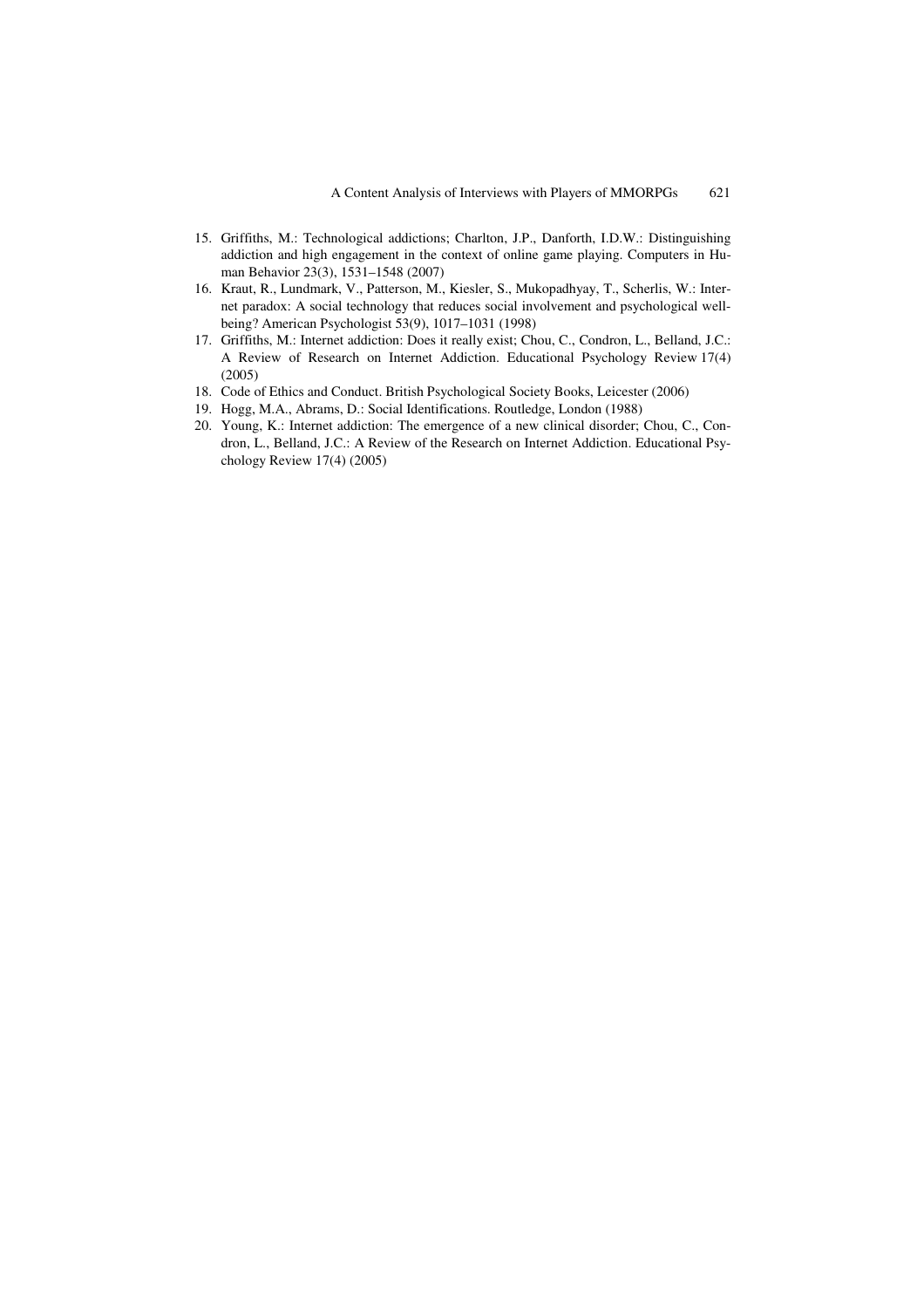15. Griffiths, M.: Technological addictions; Charlton, J.P., Danforth, I.D.W.: Distinguishing addiction and high engagement in the context of online game playing. Computers in Human Behavior 23(3), 1531–1548 (2007)
16. Kraut, R., Lundmark, V., Patterson, M., Kiesler, S., Mukopadhyay, T., Scherlis, W.: Internet paradox: A social technology that reduces social involvement and psychological well-being? American Psychologist 53(9), 1017–1031 (1998)
17. Griffiths, M.: Internet addiction: Does it really exist; Chou, C., Condron, L., Belland, J.C.: A Review of Research on Internet Addiction. Educational Psychology Review 17(4) (2005)
18. Code of Ethics and Conduct. British Psychological Society Books, Leicester (2006)
19. Hogg, M.A., Abrams, D.: Social Identifications. Routledge, London (1988)
20. Young, K.: Internet addiction: The emergence of a new clinical disorder; Chou, C., Condron, L., Belland, J.C.: A Review of the Research on Internet Addiction. Educational Psychology Review 17(4) (2005)